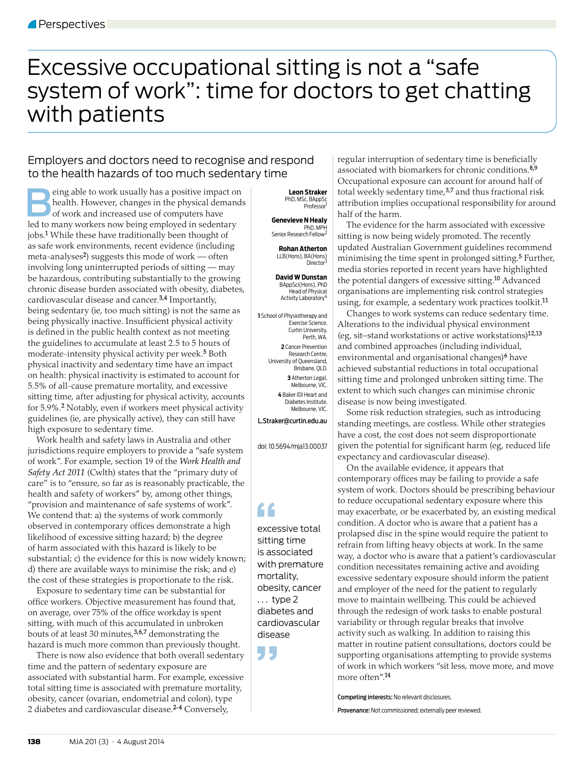Perspectives

# Excessive occupational sitting is not a "safe system of work": time for doctors to get chatting with patients

## Employers and doctors need to recognise and respond to the health hazards of too much sedentary time

**Leon Straker**
PhD, MSc, BAppSc
Professor[1]

**Genevieve N Healy**
PhD, MPH
Senior Research Fellow[2]

**Rohan Atherton**
LLB(Hons), BA(Hons)
Director[3]

**David W Dunstan**
BAppSci(Hons), PhD
Head of Physical Activity Laboratory[4]

**1** School of Physiotherapy and Exercise Science, Curtin University, Perth, WA.
**2** Cancer Prevention Research Centre, University of Queensland, Brisbane, QLD.
**3** Atherton Legal, Melbourne, VIC.
**4** Baker IDI Heart and Diabetes Institute, Melbourne, VIC.

L.Straker@curtin.edu.au

doi: 10.5694/mja13.00037

Being able to work usually has a positive impact on health. However, changes in the physical demands of work and increased use of computers have led to many workers now being employed in sedentary jobs.[1] While these have traditionally been thought of as safe work environments, recent evidence (including meta-analyses[2]) suggests this mode of work — often involving long uninterrupted periods of sitting — may be hazardous, contributing substantially to the growing chronic disease burden associated with obesity, diabetes, cardiovascular disease and cancer.[3,4] Importantly, being sedentary (ie, too much sitting) is not the same as being physically inactive. Insufficient physical activity is defined in the public health context as not meeting the guidelines to accumulate at least 2.5 to 5 hours of moderate-intensity physical activity per week.[5] Both physical inactivity and sedentary time have an impact on health: physical inactivity is estimated to account for 5.5% of all-cause premature mortality, and excessive sitting time, after adjusting for physical activity, accounts for 5.9%.[2] Notably, even if workers meet physical activity guidelines (ie, are physically active), they can still have high exposure to sedentary time.

Work health and safety laws in Australia and other jurisdictions require employers to provide a "safe system of work". For example, section 19 of the *Work Health and Safety Act 2011* (Cwlth) states that the "primary duty of care" is to "ensure, so far as is reasonably practicable, the health and safety of workers" by, among other things, "provision and maintenance of safe systems of work". We contend that: a) the systems of work commonly observed in contemporary offices demonstrate a high likelihood of excessive sitting hazard; b) the degree of harm associated with this hazard is likely to be substantial; c) the evidence for this is now widely known; d) there are available ways to minimise the risk; and e) the cost of these strategies is proportionate to the risk.

Exposure to sedentary time can be substantial for office workers. Objective measurement has found that, on average, over 75% of the office workday is spent sitting, with much of this accumulated in unbroken bouts of at least 30 minutes,[3,6,7] demonstrating the hazard is much more common than previously thought.

There is now also evidence that both overall sedentary time and the pattern of sedentary exposure are associated with substantial harm. For example, excessive total sitting time is associated with premature mortality, obesity, cancer (ovarian, endometrial and colon), type 2 diabetes and cardiovascular disease.[2-4] Conversely, regular interruption of sedentary time is beneficially associated with biomarkers for chronic conditions.[8,9] Occupational exposure can account for around half of total weekly sedentary time,[3,7] and thus fractional risk attribution implies occupational responsibility for around half of the harm.

> "excessive total sitting time is associated with premature mortality, obesity, cancer … type 2 diabetes and cardiovascular disease"

The evidence for the harm associated with excessive sitting is now being widely promoted. The recently updated Australian Government guidelines recommend minimising the time spent in prolonged sitting.[5] Further, media stories reported in recent years have highlighted the potential dangers of excessive sitting.[10] Advanced organisations are implementing risk control strategies using, for example, a sedentary work practices toolkit.[11]

Changes to work systems can reduce sedentary time. Alterations to the individual physical environment (eg, sit–stand workstations or active workstations)[12,13] and combined approaches (including individual, environmental and organisational changes)[6] have achieved substantial reductions in total occupational sitting time and prolonged unbroken sitting time. The extent to which such changes can minimise chronic disease is now being investigated.

Some risk reduction strategies, such as introducing standing meetings, are costless. While other strategies have a cost, the cost does not seem disproportionate given the potential for significant harm (eg, reduced life expectancy and cardiovascular disease).

On the available evidence, it appears that contemporary offices may be failing to provide a safe system of work. Doctors should be prescribing behaviour to reduce occupational sedentary exposure where this may exacerbate, or be exacerbated by, an existing medical condition. A doctor who is aware that a patient has a prolapsed disc in the spine would require the patient to refrain from lifting heavy objects at work. In the same way, a doctor who is aware that a patient's cardiovascular condition necessitates remaining active and avoiding excessive sedentary exposure should inform the patient and employer of the need for the patient to regularly move to maintain wellbeing. This could be achieved through the redesign of work tasks to enable postural variability or through regular breaks that involve activity such as walking. In addition to raising this matter in routine patient consultations, doctors could be supporting organisations attempting to provide systems of work in which workers "sit less, move more, and move more often".[14]

**Competing interests:** No relevant disclosures.

**Provenance:** Not commissioned; externally peer reviewed.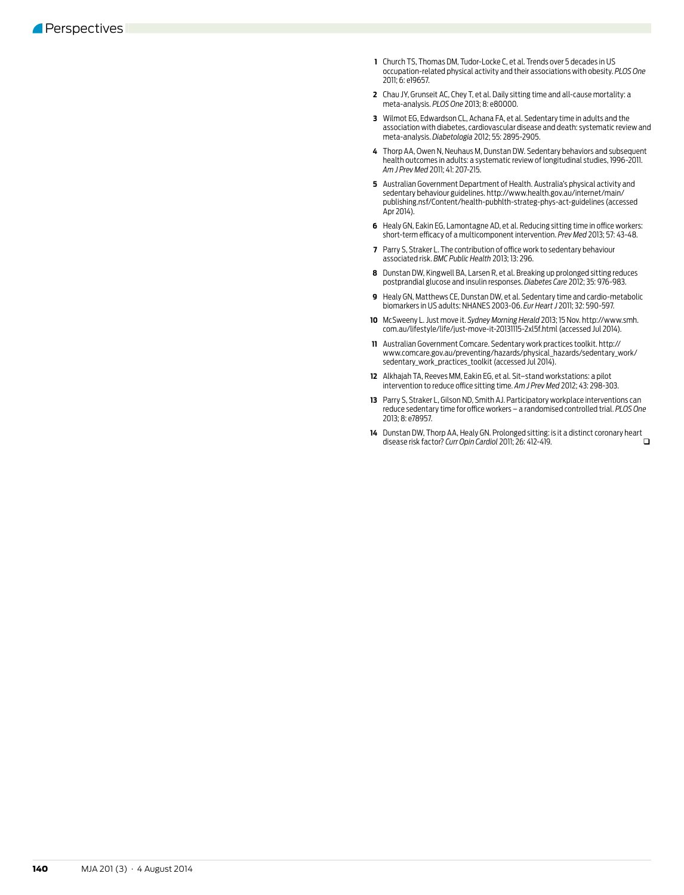1. Church TS, Thomas DM, Tudor-Locke C, et al. Trends over 5 decades in US occupation-related physical activity and their associations with obesity. *PLOS One* 2011; 6: e19657.
2. Chau JY, Grunseit AC, Chey T, et al. Daily sitting time and all-cause mortality: a meta-analysis. *PLOS One* 2013; 8: e80000.
3. Wilmot EG, Edwardson CL, Achana FA, et al. Sedentary time in adults and the association with diabetes, cardiovascular disease and death: systematic review and meta-analysis. *Diabetologia* 2012; 55: 2895-2905.
4. Thorp AA, Owen N, Neuhaus M, Dunstan DW. Sedentary behaviors and subsequent health outcomes in adults: a systematic review of longitudinal studies, 1996-2011. *Am J Prev Med* 2011; 41: 207-215.
5. Australian Government Department of Health. Australia's physical activity and sedentary behaviour guidelines. http://www.health.gov.au/internet/main/publishing.nsf/Content/health-pubhlth-strateg-phys-act-guidelines (accessed Apr 2014).
6. Healy GN, Eakin EG, Lamontagne AD, et al. Reducing sitting time in office workers: short-term efficacy of a multicomponent intervention. *Prev Med* 2013; 57: 43-48.
7. Parry S, Straker L. The contribution of office work to sedentary behaviour associated risk. *BMC Public Health* 2013; 13: 296.
8. Dunstan DW, Kingwell BA, Larsen R, et al. Breaking up prolonged sitting reduces postprandial glucose and insulin responses. *Diabetes Care* 2012; 35: 976-983.
9. Healy GN, Matthews CE, Dunstan DW, et al. Sedentary time and cardio-metabolic biomarkers in US adults: NHANES 2003-06. *Eur Heart J* 2011; 32: 590-597.
10. McSweeny L. Just move it. *Sydney Morning Herald* 2013; 15 Nov. http://www.smh.com.au/lifestyle/life/just-move-it-20131115-2xl5f.html (accessed Jul 2014).
11. Australian Government Comcare. Sedentary work practices toolkit. http://www.comcare.gov.au/preventing/hazards/physical_hazards/sedentary_work/sedentary_work_practices_toolkit (accessed Jul 2014).
12. Alkhajah TA, Reeves MM, Eakin EG, et al. Sit–stand workstations: a pilot intervention to reduce office sitting time. *Am J Prev Med* 2012; 43: 298-303.
13. Parry S, Straker L, Gilson ND, Smith AJ. Participatory workplace interventions can reduce sedentary time for office workers – a randomised controlled trial. *PLOS One* 2013; 8: e78957.
14. Dunstan DW, Thorp AA, Healy GN. Prolonged sitting: is it a distinct coronary heart disease risk factor? *Curr Opin Cardiol* 2011; 26: 412-419. ❑